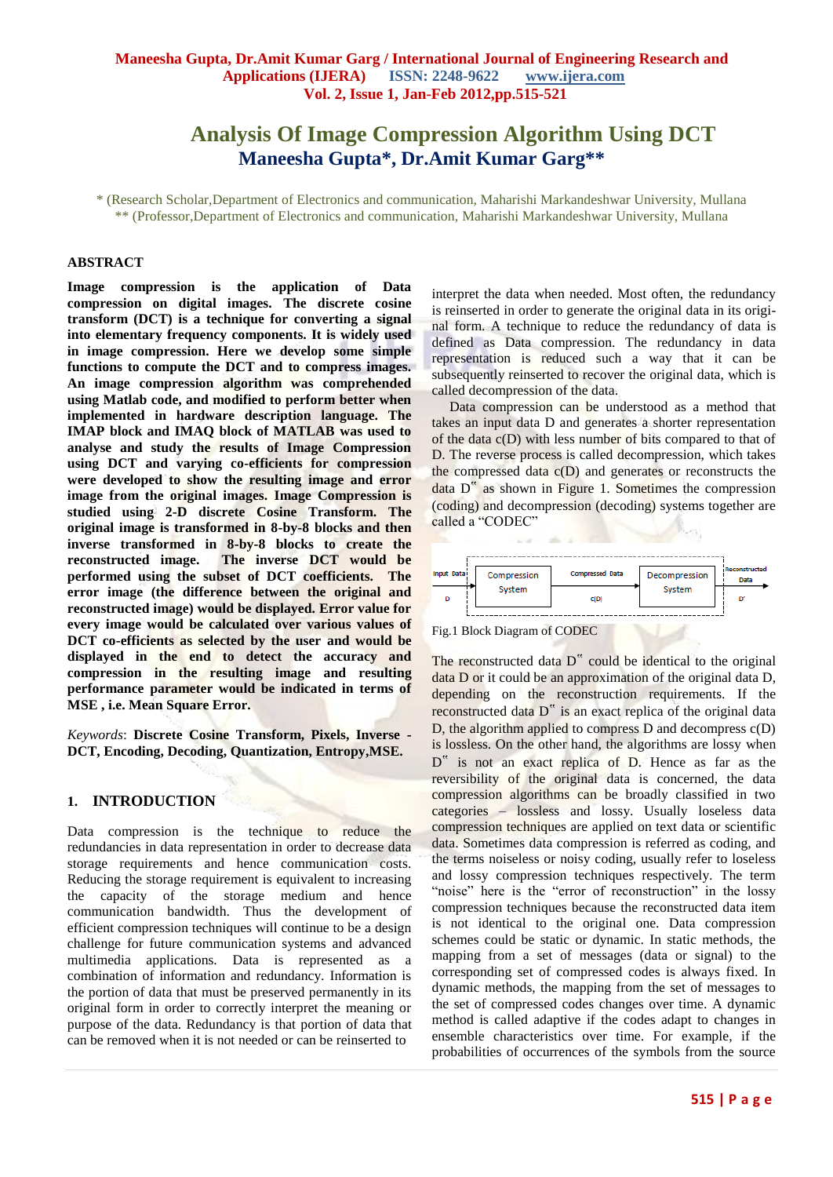# Analysis Of Image Compression Algorithm Using DCT

**Maneesha Gupta*, Dr.Amit Kumar Garg****

\* (Research Scholar,Department of Electronics and communication, Maharishi Markandeshwar University, Mullana

\*\* (Professor,Department of Electronics and communication, Maharishi Markandeshwar University, Mullana

## ABSTRACT

**Image compression is the application of Data compression on digital images. The discrete cosine transform (DCT) is a technique for converting a signal into elementary frequency components. It is widely used in image compression. Here we develop some simple functions to compute the DCT and to compress images. An image compression algorithm was comprehended using Matlab code, and modified to perform better when implemented in hardware description language. The IMAP block and IMAQ block of MATLAB was used to analyse and study the results of Image Compression using DCT and varying co-efficients for compression were developed to show the resulting image and error image from the original images. Image Compression is studied using 2-D discrete Cosine Transform. The original image is transformed in 8-by-8 blocks and then inverse transformed in 8-by-8 blocks to create the reconstructed image. The inverse DCT would be performed using the subset of DCT coefficients. The error image (the difference between the original and reconstructed image) would be displayed. Error value for every image would be calculated over various values of DCT co-efficients as selected by the user and would be displayed in the end to detect the accuracy and compression in the resulting image and resulting performance parameter would be indicated in terms of MSE , i.e. Mean Square Error.**

*Keywords*: **Discrete Cosine Transform, Pixels, Inverse -DCT, Encoding, Decoding, Quantization, Entropy,MSE.**

## 1. INTRODUCTION

Data compression is the technique to reduce the redundancies in data representation in order to decrease data storage requirements and hence communication costs. Reducing the storage requirement is equivalent to increasing the capacity of the storage medium and hence communication bandwidth. Thus the development of efficient compression techniques will continue to be a design challenge for future communication systems and advanced multimedia applications. Data is represented as a combination of information and redundancy. Information is the portion of data that must be preserved permanently in its original form in order to correctly interpret the meaning or purpose of the data. Redundancy is that portion of data that can be removed when it is not needed or can be reinserted to interpret the data when needed. Most often, the redundancy is reinserted in order to generate the original data in its original form. A technique to reduce the redundancy of data is defined as Data compression. The redundancy in data representation is reduced such a way that it can be subsequently reinserted to recover the original data, which is called decompression of the data.

Data compression can be understood as a method that takes an input data D and generates a shorter representation of the data c(D) with less number of bits compared to that of D. The reverse process is called decompression, which takes the compressed data c(D) and generates or reconstructs the data D" as shown in Figure 1. Sometimes the compression (coding) and decompression (decoding) systems together are called a "CODEC"

Input Data D → Compression System → Compressed Data c(D) → Decompression System → Reconstructed Data D'

Fig.1 Block Diagram of CODEC

The reconstructed data D" could be identical to the original data D or it could be an approximation of the original data D, depending on the reconstruction requirements. If the reconstructed data D" is an exact replica of the original data D, the algorithm applied to compress D and decompress c(D) is lossless. On the other hand, the algorithms are lossy when D" is not an exact replica of D. Hence as far as the reversibility of the original data is concerned, the data compression algorithms can be broadly classified in two categories – lossless and lossy. Usually loseless data compression techniques are applied on text data or scientific data. Sometimes data compression is referred as coding, and the terms noiseless or noisy coding, usually refer to loseless and lossy compression techniques respectively. The term "noise" here is the "error of reconstruction" in the lossy compression techniques because the reconstructed data item is not identical to the original one. Data compression schemes could be static or dynamic. In static methods, the mapping from a set of messages (data or signal) to the corresponding set of compressed codes is always fixed. In dynamic methods, the mapping from the set of messages to the set of compressed codes changes over time. A dynamic method is called adaptive if the codes adapt to changes in ensemble characteristics over time. For example, if the probabilities of occurrences of the symbols from the source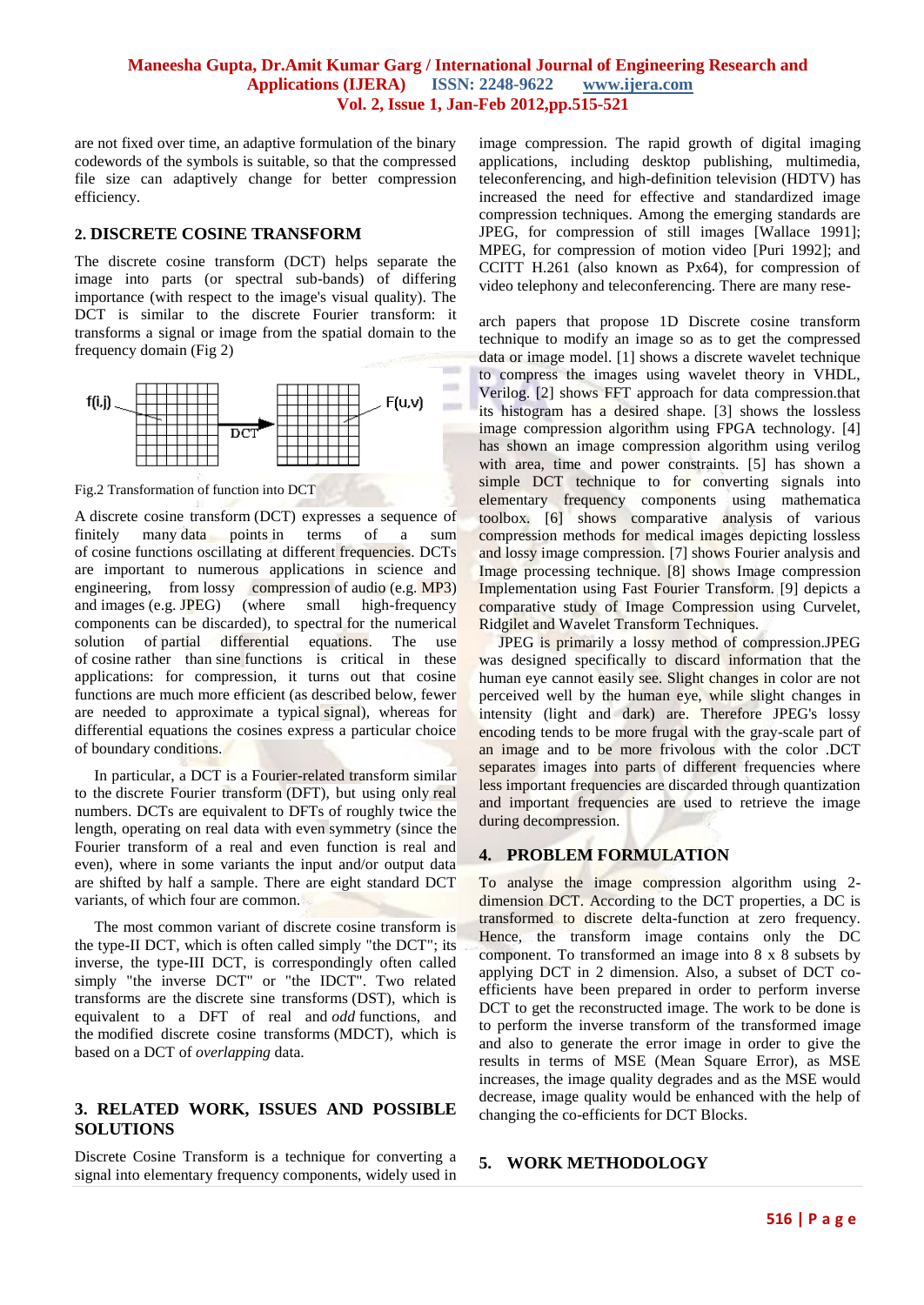are not fixed over time, an adaptive formulation of the binary codewords of the symbols is suitable, so that the compressed file size can adaptively change for better compression efficiency.

## 2. DISCRETE COSINE TRANSFORM

The discrete cosine transform (DCT) helps separate the image into parts (or spectral sub-bands) of differing importance (with respect to the image's visual quality). The DCT is similar to the discrete Fourier transform: it transforms a signal or image from the spatial domain to the frequency domain (Fig 2)

f(i,j) DCT F(u,v)

Fig.2 Transformation of function into DCT

A discrete cosine transform (DCT) expresses a sequence of finitely many data points in terms of a sum of cosine functions oscillating at different frequencies. DCTs are important to numerous applications in science and engineering, from lossy compression of audio (e.g. MP3) and images (e.g. JPEG) (where small high-frequency components can be discarded), to spectral for the numerical solution of partial differential equations. The use of cosine rather than sine functions is critical in these applications: for compression, it turns out that cosine functions are much more efficient (as described below, fewer are needed to approximate a typical signal), whereas for differential equations the cosines express a particular choice of boundary conditions.

In particular, a DCT is a Fourier-related transform similar to the discrete Fourier transform (DFT), but using only real numbers. DCTs are equivalent to DFTs of roughly twice the length, operating on real data with even symmetry (since the Fourier transform of a real and even function is real and even), where in some variants the input and/or output data are shifted by half a sample. There are eight standard DCT variants, of which four are common.

The most common variant of discrete cosine transform is the type-II DCT, which is often called simply "the DCT"; its inverse, the type-III DCT, is correspondingly often called simply "the inverse DCT" or "the IDCT". Two related transforms are the discrete sine transforms (DST), which is equivalent to a DFT of real and *odd* functions, and the modified discrete cosine transforms (MDCT), which is based on a DCT of *overlapping* data.

## 3. RELATED WORK, ISSUES AND POSSIBLE SOLUTIONS

Discrete Cosine Transform is a technique for converting a signal into elementary frequency components, widely used in image compression. The rapid growth of digital imaging applications, including desktop publishing, multimedia, teleconferencing, and high-definition television (HDTV) has increased the need for effective and standardized image compression techniques. Among the emerging standards are JPEG, for compression of still images [Wallace 1991]; MPEG, for compression of motion video [Puri 1992]; and CCITT H.261 (also known as Px64), for compression of video telephony and teleconferencing. There are many research papers that propose 1D Discrete cosine transform technique to modify an image so as to get the compressed data or image model. [1] shows a discrete wavelet technique to compress the images using wavelet theory in VHDL, Verilog. [2] shows FFT approach for data compression.that its histogram has a desired shape. [3] shows the lossless image compression algorithm using FPGA technology. [4] has shown an image compression algorithm using verilog with area, time and power constraints. [5] has shown a simple DCT technique to for converting signals into elementary frequency components using mathematica toolbox. [6] shows comparative analysis of various compression methods for medical images depicting lossless and lossy image compression. [7] shows Fourier analysis and Image processing technique. [8] shows Image compression Implementation using Fast Fourier Transform. [9] depicts a comparative study of Image Compression using Curvelet, Ridgilet and Wavelet Transform Techniques.

JPEG is primarily a lossy method of compression.JPEG was designed specifically to discard information that the human eye cannot easily see. Slight changes in color are not perceived well by the human eye, while slight changes in intensity (light and dark) are. Therefore JPEG's lossy encoding tends to be more frugal with the gray-scale part of an image and to be more frivolous with the color .DCT separates images into parts of different frequencies where less important frequencies are discarded through quantization and important frequencies are used to retrieve the image during decompression.

## 4. PROBLEM FORMULATION

To analyse the image compression algorithm using 2-dimension DCT. According to the DCT properties, a DC is transformed to discrete delta-function at zero frequency. Hence, the transform image contains only the DC component. To transformed an image into 8 x 8 subsets by applying DCT in 2 dimension. Also, a subset of DCT co-efficients have been prepared in order to perform inverse DCT to get the reconstructed image. The work to be done is to perform the inverse transform of the transformed image and also to generate the error image in order to give the results in terms of MSE (Mean Square Error), as MSE increases, the image quality degrades and as the MSE would decrease, image quality would be enhanced with the help of changing the co-efficients for DCT Blocks.

## 5. WORK METHODOLOGY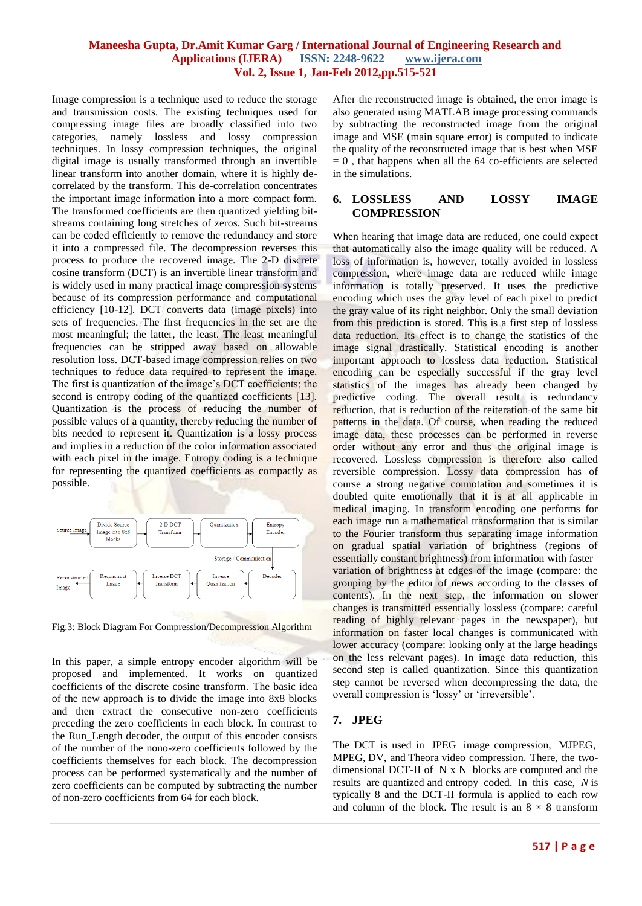Image compression is a technique used to reduce the storage and transmission costs. The existing techniques used for compressing image files are broadly classified into two categories, namely lossless and lossy compression techniques. In lossy compression techniques, the original digital image is usually transformed through an invertible linear transform into another domain, where it is highly de-correlated by the transform. This de-correlation concentrates the important image information into a more compact form. The transformed coefficients are then quantized yielding bit-streams containing long stretches of zeros. Such bit-streams can be coded efficiently to remove the redundancy and store it into a compressed file. The decompression reverses this process to produce the recovered image. The 2-D discrete cosine transform (DCT) is an invertible linear transform and is widely used in many practical image compression systems because of its compression performance and computational efficiency [10-12]. DCT converts data (image pixels) into sets of frequencies. The first frequencies in the set are the most meaningful; the latter, the least. The least meaningful frequencies can be stripped away based on allowable resolution loss. DCT-based image compression relies on two techniques to reduce data required to represent the image. The first is quantization of the image's DCT coefficients; the second is entropy coding of the quantized coefficients [13]. Quantization is the process of reducing the number of possible values of a quantity, thereby reducing the number of bits needed to represent it. Quantization is a lossy process and implies in a reduction of the color information associated with each pixel in the image. Entropy coding is a technique for representing the quantized coefficients as compactly as possible.

Fig.3: Block Diagram For Compression/Decompression Algorithm

In this paper, a simple entropy encoder algorithm will be proposed and implemented. It works on quantized coefficients of the discrete cosine transform. The basic idea of the new approach is to divide the image into 8x8 blocks and then extract the consecutive non-zero coefficients preceding the zero coefficients in each block. In contrast to the Run_Length decoder, the output of this encoder consists of the number of the nono-zero coefficients followed by the coefficients themselves for each block. The decompression process can be performed systematically and the number of zero coefficients can be computed by subtracting the number of non-zero coefficients from 64 for each block.

After the reconstructed image is obtained, the error image is also generated using MATLAB image processing commands by subtracting the reconstructed image from the original image and MSE (main square error) is computed to indicate the quality of the reconstructed image that is best when MSE = 0 , that happens when all the 64 co-efficients are selected in the simulations.

## 6. LOSSLESS AND LOSSY IMAGE COMPRESSION

When hearing that image data are reduced, one could expect that automatically also the image quality will be reduced. A loss of information is, however, totally avoided in lossless compression, where image data are reduced while image information is totally preserved. It uses the predictive encoding which uses the gray level of each pixel to predict the gray value of its right neighbor. Only the small deviation from this prediction is stored. This is a first step of lossless data reduction. Its effect is to change the statistics of the image signal drastically. Statistical encoding is another important approach to lossless data reduction. Statistical encoding can be especially successful if the gray level statistics of the images has already been changed by predictive coding. The overall result is redundancy reduction, that is reduction of the reiteration of the same bit patterns in the data. Of course, when reading the reduced image data, these processes can be performed in reverse order without any error and thus the original image is recovered. Lossless compression is therefore also called reversible compression. Lossy data compression has of course a strong negative connotation and sometimes it is doubted quite emotionally that it is at all applicable in medical imaging. In transform encoding one performs for each image run a mathematical transformation that is similar to the Fourier transform thus separating image information on gradual spatial variation of brightness (regions of essentially constant brightness) from information with faster variation of brightness at edges of the image (compare: the grouping by the editor of news according to the classes of contents). In the next step, the information on slower changes is transmitted essentially lossless (compare: careful reading of highly relevant pages in the newspaper), but information on faster local changes is communicated with lower accuracy (compare: looking only at the large headings on the less relevant pages). In image data reduction, this second step is called quantization. Since this quantization step cannot be reversed when decompressing the data, the overall compression is 'lossy' or 'irreversible'.

## 7. JPEG

The DCT is used in JPEG image compression, MJPEG, MPEG, DV, and Theora video compression. There, the two-dimensional DCT-II of N x N blocks are computed and the results are quantized and entropy coded. In this case, $N$ is typically 8 and the DCT-II formula is applied to each row and column of the block. The result is an 8 × 8 transform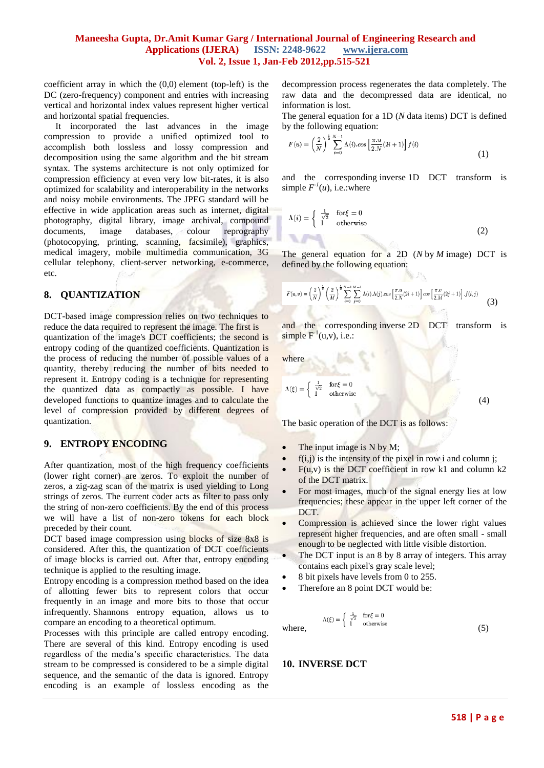coefficient array in which the (0,0) element (top-left) is the DC (zero-frequency) component and entries with increasing vertical and horizontal index values represent higher vertical and horizontal spatial frequencies.

It incorporated the last advances in the image compression to provide a unified optimized tool to accomplish both lossless and lossy compression and decomposition using the same algorithm and the bit stream syntax. The systems architecture is not only optimized for compression efficiency at even very low bit-rates, it is also optimized for scalability and interoperability in the networks and noisy mobile environments. The JPEG standard will be effective in wide application areas such as internet, digital photography, digital library, image archival, compound documents, image databases, colour reprography (photocopying, printing, scanning, facsimile), graphics, medical imagery, mobile multimedia communication, 3G cellular telephony, client-server networking, e-commerce, etc.

## 8. QUANTIZATION

DCT-based image compression relies on two techniques to reduce the data required to represent the image. The first is quantization of the image's DCT coefficients; the second is entropy coding of the quantized coefficients. Quantization is the process of reducing the number of possible values of a quantity, thereby reducing the number of bits needed to represent it. Entropy coding is a technique for representing the quantized data as compactly as possible. I have developed functions to quantize images and to calculate the level of compression provided by different degrees of quantization.

## 9. ENTROPY ENCODING

After quantization, most of the high frequency coefficients (lower right corner) are zeros. To exploit the number of zeros, a zig-zag scan of the matrix is used yielding to Long strings of zeros. The current coder acts as filter to pass only the string of non-zero coefficients. By the end of this process we will have a list of non-zero tokens for each block preceded by their count.

DCT based image compression using blocks of size 8x8 is considered. After this, the quantization of DCT coefficients of image blocks is carried out. After that, entropy encoding technique is applied to the resulting image.

Entropy encoding is a compression method based on the idea of allotting fewer bits to represent colors that occur frequently in an image and more bits to those that occur infrequently. Shannons entropy equation, allows us to compare an encoding to a theoretical optimum.

Processes with this principle are called entropy encoding. There are several of this kind. Entropy encoding is used regardless of the media's specific characteristics. The data stream to be compressed is considered to be a simple digital sequence, and the semantic of the data is ignored. Entropy encoding is an example of lossless encoding as the decompression process regenerates the data completely. The raw data and the decompressed data are identical, no information is lost.

The general equation for a 1D ($N$ data items) DCT is defined by the following equation:

$$F(u) = \left(\frac{2}{N}\right)^{\frac{1}{2}} \sum_{i=0}^{N-1} \Lambda(i).cos\left[\frac{\pi.u}{2.N}(2i+1)\right] f(i) \qquad (1)$$

and the corresponding inverse 1D DCT transform is simple $F^{-1}(u)$, i.e.:where

$$\Lambda(i) = \begin{cases} \frac{1}{\sqrt{2}} & \text{for} \xi = 0 \\ 1 & \text{otherwise} \end{cases} \qquad (2)$$

The general equation for a 2D ($N$ by $M$ image) DCT is defined by the following equation:

$$F(u,v) = \left(\frac{2}{N}\right)^{\frac{1}{2}} \left(\frac{2}{M}\right)^{\frac{1}{2}} \sum_{i=0}^{N-1}\sum_{j=0}^{M-1} \Lambda(i).\Lambda(j).cos\left[\frac{\pi.u}{2.N}(2i+1)\right] cos\left[\frac{\pi.v}{2.M}(2j+1)\right].f(i,j) \qquad (3)$$

and the corresponding inverse 2D DCT transform is simple $F^{-1}(u,v)$, i.e.:

where

$$\Lambda(\xi) = \begin{cases} \frac{1}{\sqrt{2}} & \text{for} \xi = 0 \\ 1 & \text{otherwise} \end{cases} \qquad (4)$$

The basic operation of the DCT is as follows:

- The input image is N by M;
- f(i,j) is the intensity of the pixel in row i and column j;
- F(u,v) is the DCT coefficient in row k1 and column k2 of the DCT matrix.
- For most images, much of the signal energy lies at low frequencies; these appear in the upper left corner of the DCT.
- Compression is achieved since the lower right values represent higher frequencies, and are often small - small enough to be neglected with little visible distortion.
- The DCT input is an 8 by 8 array of integers. This array contains each pixel's gray scale level;
- 8 bit pixels have levels from 0 to 255.
- Therefore an 8 point DCT would be:

where,
$$\Lambda(\xi) = \begin{cases} \frac{1}{\sqrt{2}} & \text{for} \xi = 0 \\ 1 & \text{otherwise} \end{cases} \qquad (5)$$

## 10. INVERSE DCT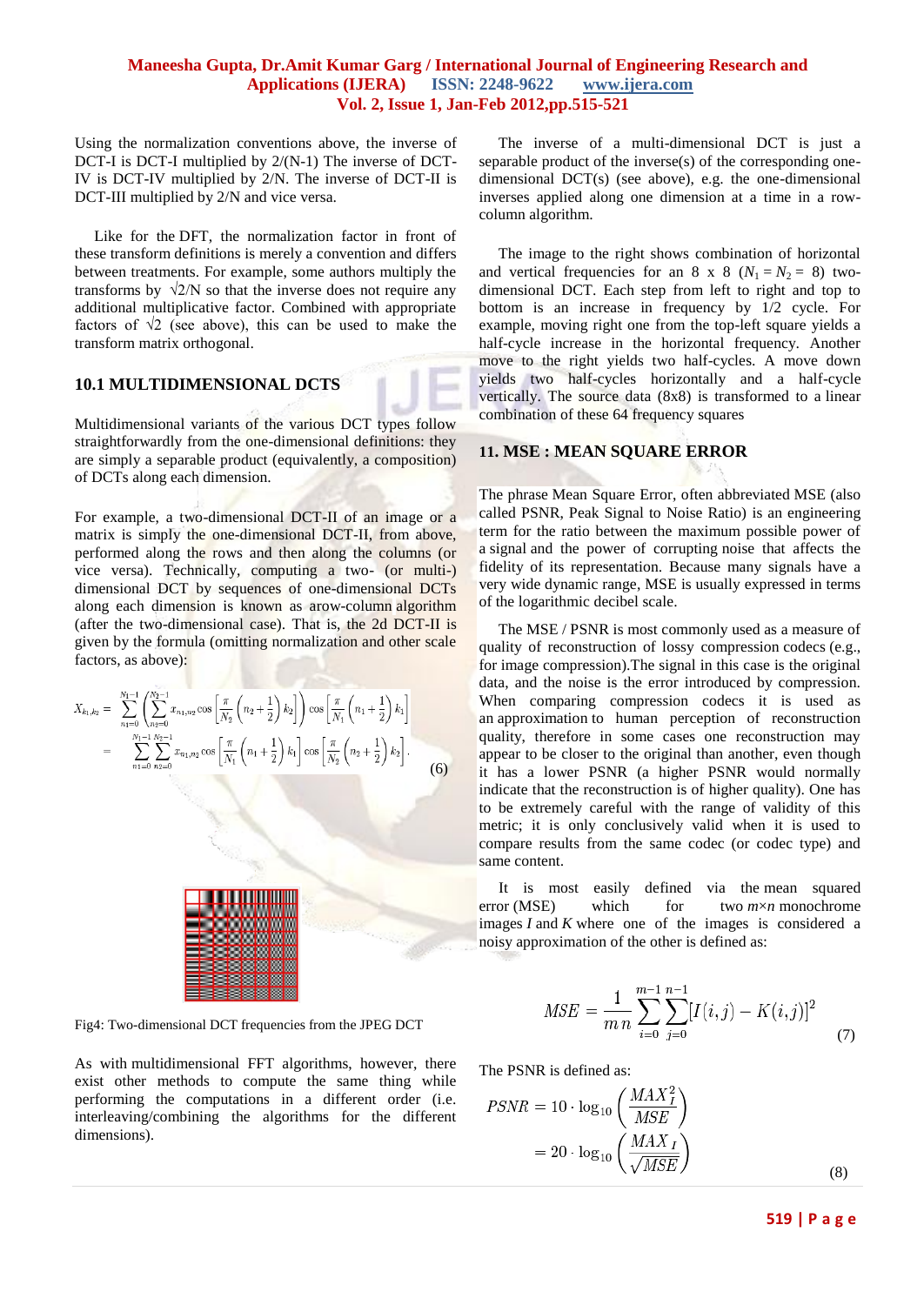Using the normalization conventions above, the inverse of DCT-I is DCT-I multiplied by 2/(N-1) The inverse of DCT-IV multiplied by 2/N. The inverse of DCT-II is DCT-III multiplied by 2/N and vice versa.

Like for the DFT, the normalization factor in front of these transform definitions is merely a convention and differs between treatments. For example, some authors multiply the transforms by $\sqrt{2/N}$ so that the inverse does not require any additional multiplicative factor. Combined with appropriate factors of $\sqrt{2}$ (see above), this can be used to make the transform matrix orthogonal.

### 10.1 MULTIDIMENSIONAL DCTS

Multidimensional variants of the various DCT types follow straightforwardly from the one-dimensional definitions: they are simply a separable product (equivalently, a composition) of DCTs along each dimension.

For example, a two-dimensional DCT-II of an image or a matrix is simply the one-dimensional DCT-II, from above, performed along the rows and then along the columns (or vice versa). Technically, computing a two- (or multi-) dimensional DCT by sequences of one-dimensional DCTs along each dimension is known as arow-column algorithm (after the two-dimensional case). That is, the 2d DCT-II is given by the formula (omitting normalization and other scale factors, as above):

$$
\begin{aligned}
X_{k_1,k_2} &= \sum_{n_1=0}^{N_1-1}\left(\sum_{n_2=0}^{N_2-1} x_{n_1,n_2}\cos\left[\frac{\pi}{N_2}\left(n_2+\frac{1}{2}\right)k_2\right]\right)\cos\left[\frac{\pi}{N_1}\left(n_1+\frac{1}{2}\right)k_1\right] \\
&= \sum_{n_1=0}^{N_1-1}\sum_{n_2=0}^{N_2-1} x_{n_1,n_2}\cos\left[\frac{\pi}{N_1}\left(n_1+\frac{1}{2}\right)k_1\right]\cos\left[\frac{\pi}{N_2}\left(n_2+\frac{1}{2}\right)k_2\right].
\end{aligned} \quad (6)
$$

Fig4: Two-dimensional DCT frequencies from the JPEG DCT

As with multidimensional FFT algorithms, however, there exist other methods to compute the same thing while performing the computations in a different order (i.e. interleaving/combining the algorithms for the different dimensions).

The inverse of a multi-dimensional DCT is just a separable product of the inverse(s) of the corresponding one-dimensional DCT(s) (see above), e.g. the one-dimensional inverses applied along one dimension at a time in a row-column algorithm.

The image to the right shows combination of horizontal and vertical frequencies for an 8 x 8 ($N_1 = N_2 = 8$) two-dimensional DCT. Each step from left to right and top to bottom is an increase in frequency by 1/2 cycle. For example, moving right one from the top-left square yields a half-cycle increase in the horizontal frequency. Another move to the right yields two half-cycles. A move down yields two half-cycles horizontally and a half-cycle vertically. The source data (8x8) is transformed to a linear combination of these 64 frequency squares

## 11. MSE : MEAN SQUARE ERROR

The phrase Mean Square Error, often abbreviated MSE (also called PSNR, Peak Signal to Noise Ratio) is an engineering term for the ratio between the maximum possible power of a signal and the power of corrupting noise that affects the fidelity of its representation. Because many signals have a very wide dynamic range, MSE is usually expressed in terms of the logarithmic decibel scale.

The MSE / PSNR is most commonly used as a measure of quality of reconstruction of lossy compression codecs (e.g., for image compression).The signal in this case is the original data, and the noise is the error introduced by compression. When comparing compression codecs it is used as an approximation to human perception of reconstruction quality, therefore in some cases one reconstruction may appear to be closer to the original than another, even though it has a lower PSNR (a higher PSNR would normally indicate that the reconstruction is of higher quality). One has to be extremely careful with the range of validity of this metric; it is only conclusively valid when it is used to compare results from the same codec (or codec type) and same content.

It is most easily defined via the mean squared error (MSE) which for two $m \times n$ monochrome images $I$ and $K$ where one of the images is considered a noisy approximation of the other is defined as:

$$
MSE = \frac{1}{mn}\sum_{i=0}^{m-1}\sum_{j=0}^{n-1}[I(i,j) - K(i,j)]^2 \quad (7)
$$

The PSNR is defined as:

$$
\begin{aligned}
PSNR &= 10 \cdot \log_{10}\left(\frac{MAX_I^2}{MSE}\right) \\
&= 20 \cdot \log_{10}\left(\frac{MAX_I}{\sqrt{MSE}}\right)
\end{aligned} \quad (8)
$$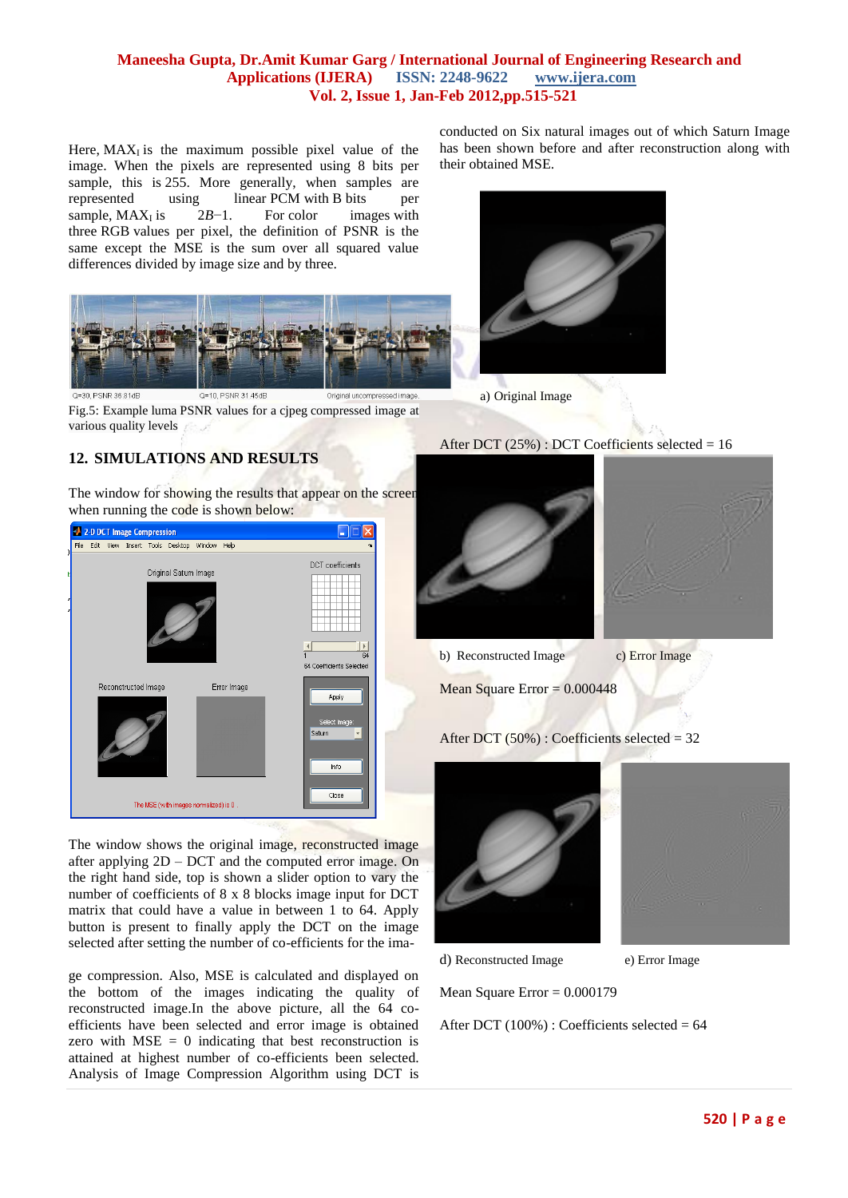Here, $MAX_I$ is the maximum possible pixel value of the image. When the pixels are represented using 8 bits per sample, this is 255. More generally, when samples are represented using linear PCM with B bits per sample, $MAX_I$ is $2B-1$. For color images with three RGB values per pixel, the definition of PSNR is the same except the MSE is the sum over all squared value differences divided by image size and by three.

Q=30, PSNR 36.81dB　　Q=10, PSNR 31.45dB　　Original uncompressed image.

Fig.5: Example luma PSNR values for a cjpeg compressed image at various quality levels

## 12. SIMULATIONS AND RESULTS

The window for showing the results that appear on the screen when running the code is shown below:

The window shows the original image, reconstructed image after applying 2D – DCT and the computed error image. On the right hand side, top is shown a slider option to vary the number of coefficients of 8 x 8 blocks image input for DCT matrix that could have a value in between 1 to 64. Apply button is present to finally apply the DCT on the image selected after setting the number of co-efficients for the image compression. Also, MSE is calculated and displayed on the bottom of the images indicating the quality of reconstructed image.In the above picture, all the 64 co-efficients have been selected and error image is obtained zero with MSE = 0 indicating that best reconstruction is attained at highest number of co-efficients been selected. Analysis of Image Compression Algorithm using DCT is conducted on Six natural images out of which Saturn Image has been shown before and after reconstruction along with their obtained MSE.

a) Original Image

After DCT (25%) : DCT Coefficients selected = 16

b) Reconstructed Image　　c) Error Image

Mean Square Error = 0.000448

After DCT (50%) : Coefficients selected = 32

d) Reconstructed Image　　e) Error Image

Mean Square Error = 0.000179

After DCT (100%) : Coefficients selected = 64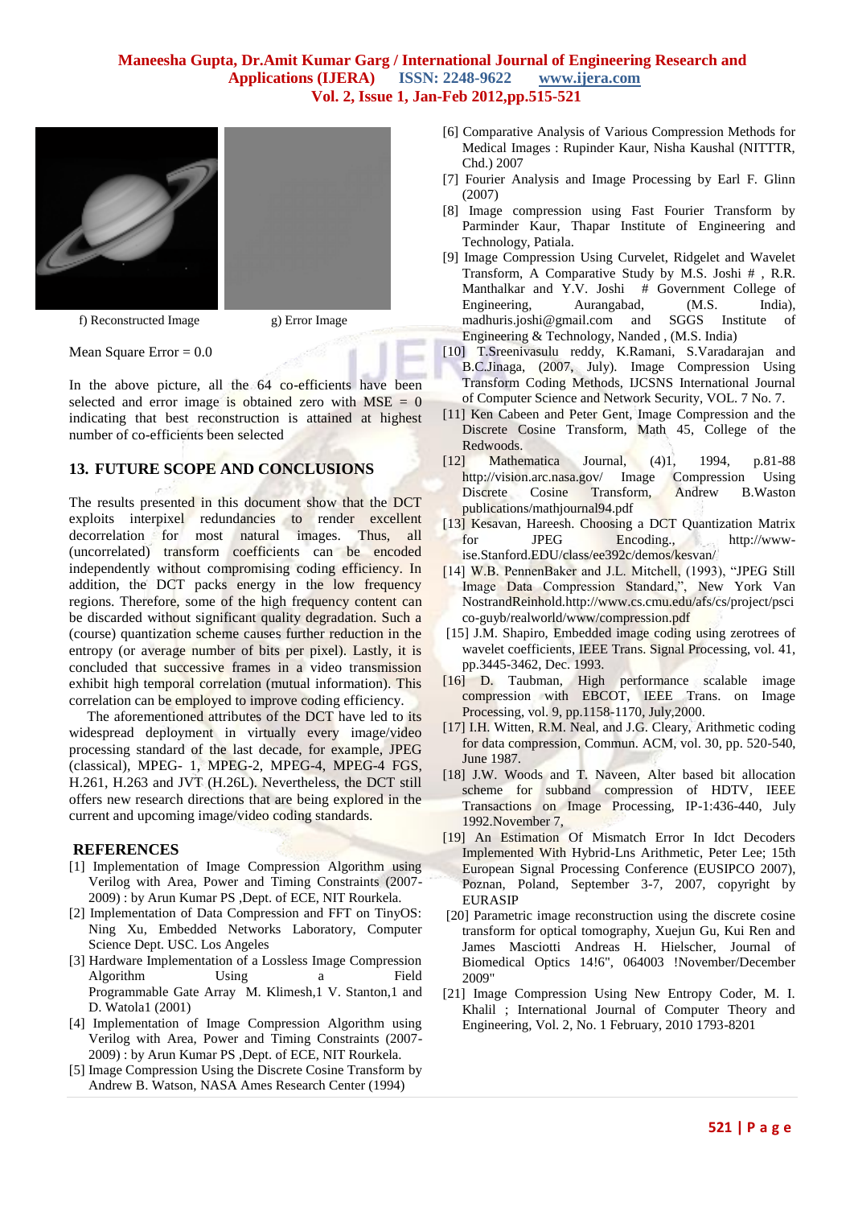f) Reconstructed Image

g) Error Image

Mean Square Error = 0.0

In the above picture, all the 64 co-efficients have been selected and error image is obtained zero with MSE = 0 indicating that best reconstruction is attained at highest number of co-efficients been selected

## 13. FUTURE SCOPE AND CONCLUSIONS

The results presented in this document show that the DCT exploits interpixel redundancies to render excellent decorrelation for most natural images. Thus, all (uncorrelated) transform coefficients can be encoded independently without compromising coding efficiency. In addition, the DCT packs energy in the low frequency regions. Therefore, some of the high frequency content can be discarded without significant quality degradation. Such a (course) quantization scheme causes further reduction in the entropy (or average number of bits per pixel). Lastly, it is concluded that successive frames in a video transmission exhibit high temporal correlation (mutual information). This correlation can be employed to improve coding efficiency.

The aforementioned attributes of the DCT have led to its widespread deployment in virtually every image/video processing standard of the last decade, for example, JPEG (classical), MPEG- 1, MPEG-2, MPEG-4, MPEG-4 FGS, H.261, H.263 and JVT (H.26L). Nevertheless, the DCT still offers new research directions that are being explored in the current and upcoming image/video coding standards.

## REFERENCES

[1] Implementation of Image Compression Algorithm using Verilog with Area, Power and Timing Constraints (2007-2009) : by Arun Kumar PS ,Dept. of ECE, NIT Rourkela.

[2] Implementation of Data Compression and FFT on TinyOS: Ning Xu, Embedded Networks Laboratory, Computer Science Dept. USC. Los Angeles

[3] Hardware Implementation of a Lossless Image Compression Algorithm Using a Field Programmable Gate Array M. Klimesh,1 V. Stanton,1 and D. Watola1 (2001)

[4] Implementation of Image Compression Algorithm using Verilog with Area, Power and Timing Constraints (2007-2009) : by Arun Kumar PS ,Dept. of ECE, NIT Rourkela.

[5] Image Compression Using the Discrete Cosine Transform by Andrew B. Watson, NASA Ames Research Center (1994)

[6] Comparative Analysis of Various Compression Methods for Medical Images : Rupinder Kaur, Nisha Kaushal (NITTTR, Chd.) 2007

[7] Fourier Analysis and Image Processing by Earl F. Glinn (2007)

[8] Image compression using Fast Fourier Transform by Parminder Kaur, Thapar Institute of Engineering and Technology, Patiala.

[9] Image Compression Using Curvelet, Ridgelet and Wavelet Transform, A Comparative Study by M.S. Joshi # , R.R. Manthalkar and Y.V. Joshi # Government College of Engineering, Aurangabad, (M.S. India), madhuris.joshi@gmail.com and SGGS Institute of Engineering & Technology, Nanded , (M.S. India)

[10] T.Sreenivasulu reddy, K.Ramani, S.Varadarajan and B.C.Jinaga, (2007, July). Image Compression Using Transform Coding Methods, IJCSNS International Journal of Computer Science and Network Security, VOL. 7 No. 7.

[11] Ken Cabeen and Peter Gent, Image Compression and the Discrete Cosine Transform, Math 45, College of the Redwoods.

[12] Mathematica Journal, (4)1, 1994, p.81-88 http://vision.arc.nasa.gov/ Image Compression Using Discrete Cosine Transform, Andrew B.Waston publications/mathjournal94.pdf

[13] Kesavan, Hareesh. Choosing a DCT Quantization Matrix for JPEG Encoding., http://www-ise.Stanford.EDU/class/ee392c/demos/kesvan/

[14] W.B. PennenBaker and J.L. Mitchell, (1993), "JPEG Still Image Data Compression Standard,", New York Van NostrandReinhold.http://www.cs.cmu.edu/afs/cs/project/psci co-guyb/realworld/www/compression.pdf

[15] J.M. Shapiro, Embedded image coding using zerotrees of wavelet coefficients, IEEE Trans. Signal Processing, vol. 41, pp.3445-3462, Dec. 1993.

[16] D. Taubman, High performance scalable image compression with EBCOT, IEEE Trans. on Image Processing, vol. 9, pp.1158-1170, July,2000.

[17] I.H. Witten, R.M. Neal, and J.G. Cleary, Arithmetic coding for data compression, Commun. ACM, vol. 30, pp. 520-540, June 1987.

[18] J.W. Woods and T. Naveen, Alter based bit allocation scheme for subband compression of HDTV, IEEE Transactions on Image Processing, IP-1:436-440, July 1992.November 7,

[19] An Estimation Of Mismatch Error In Idct Decoders Implemented With Hybrid-Lns Arithmetic, Peter Lee; 15th European Signal Processing Conference (EUSIPCO 2007), Poznan, Poland, September 3-7, 2007, copyright by EURASIP

[20] Parametric image reconstruction using the discrete cosine transform for optical tomography, Xuejun Gu, Kui Ren and James Masciotti Andreas H. Hielscher, Journal of Biomedical Optics 14!6", 064003 !November/December 2009"

[21] Image Compression Using New Entropy Coder, M. I. Khalil ; International Journal of Computer Theory and Engineering, Vol. 2, No. 1 February, 2010 1793-8201